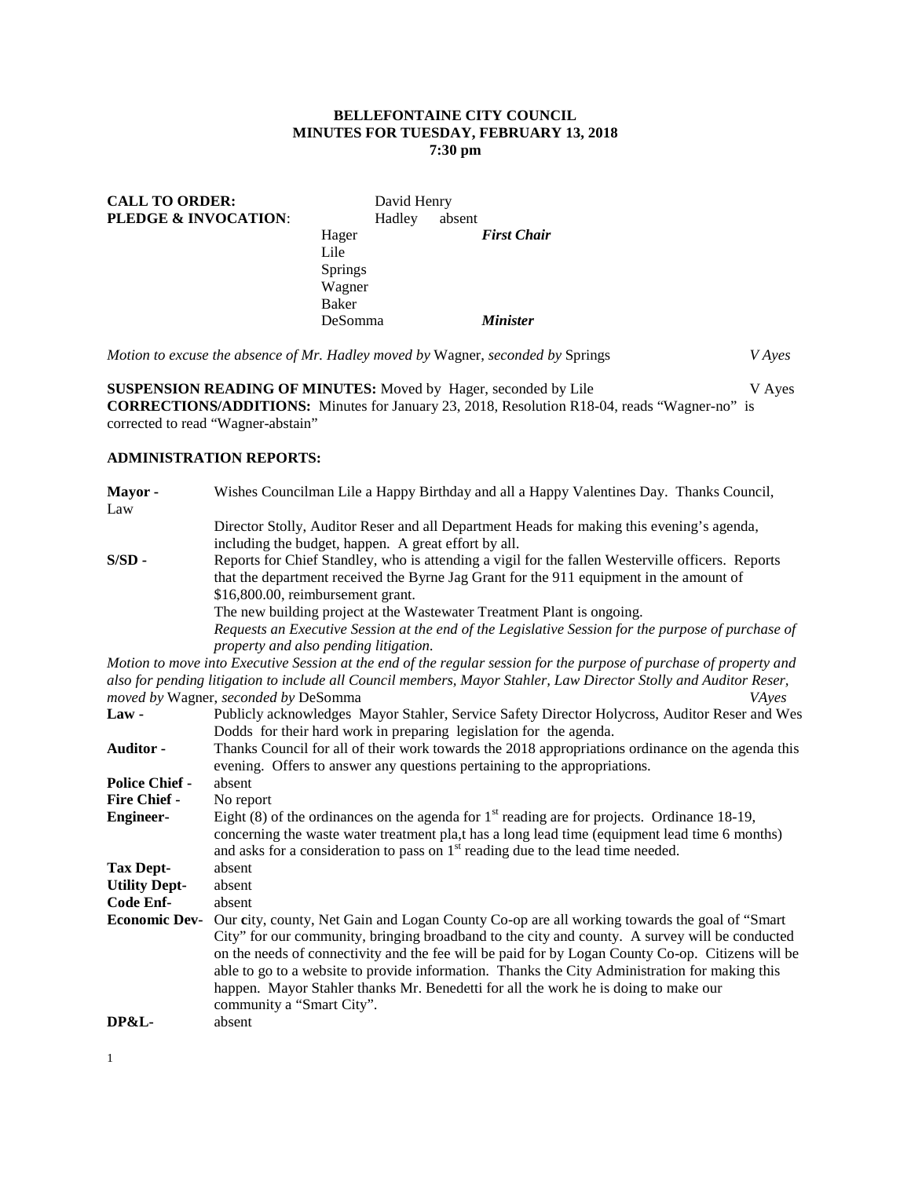**BELLEFONTAINE CITY COUNCIL**
**MINUTES FOR TUESDAY, FEBRUARY 13, 2018**
**7:30 pm**

**CALL TO ORDER:** David Henry
**PLEDGE & INVOCATION**: Hadley absent

Hager ***First Chair***
Lile
Springs
Wagner
Baker
DeSomma ***Minister***

*Motion to excuse the absence of Mr. Hadley moved by* Wagner, *seconded by* Springs *V Ayes*

**SUSPENSION READING OF MINUTES:** Moved by Hager, seconded by Lile V Ayes
**CORRECTIONS/ADDITIONS:** Minutes for January 23, 2018, Resolution R18-04, reads "Wagner-no" is corrected to read "Wagner-abstain"

**ADMINISTRATION REPORTS:**

**Mayor -** Wishes Councilman Lile a Happy Birthday and all a Happy Valentines Day. Thanks Council, Law Director Stolly, Auditor Reser and all Department Heads for making this evening's agenda, including the budget, happen. A great effort by all.

**S/SD -** Reports for Chief Standley, who is attending a vigil for the fallen Westerville officers. Reports that the department received the Byrne Jag Grant for the 911 equipment in the amount of $16,800.00, reimbursement grant.
The new building project at the Wastewater Treatment Plant is ongoing.
*Requests an Executive Session at the end of the Legislative Session for the purpose of purchase of property and also pending litigation.*

*Motion to move into Executive Session at the end of the regular session for the purpose of purchase of property and also for pending litigation to include all Council members, Mayor Stahler, Law Director Stolly and Auditor Reser, moved by* Wagner, *seconded by* DeSomma *VAyes*

**Law -** Publicly acknowledges Mayor Stahler, Service Safety Director Holycross, Auditor Reser and Wes Dodds for their hard work in preparing legislation for the agenda.

**Auditor -** Thanks Council for all of their work towards the 2018 appropriations ordinance on the agenda this evening. Offers to answer any questions pertaining to the appropriations.

**Police Chief -** absent

**Fire Chief -** No report

**Engineer-** Eight (8) of the ordinances on the agenda for 1st reading are for projects. Ordinance 18-19, concerning the waste water treatment pla,t has a long lead time (equipment lead time 6 months) and asks for a consideration to pass on 1st reading due to the lead time needed.

**Tax Dept-** absent

**Utility Dept-** absent

**Code Enf-** absent

**Economic Dev-** Our city, county, Net Gain and Logan County Co-op are all working towards the goal of "Smart City" for our community, bringing broadband to the city and county. A survey will be conducted on the needs of connectivity and the fee will be paid for by Logan County Co-op. Citizens will be able to go to a website to provide information. Thanks the City Administration for making this happen. Mayor Stahler thanks Mr. Benedetti for all the work he is doing to make our community a "Smart City".

**DP&L-** absent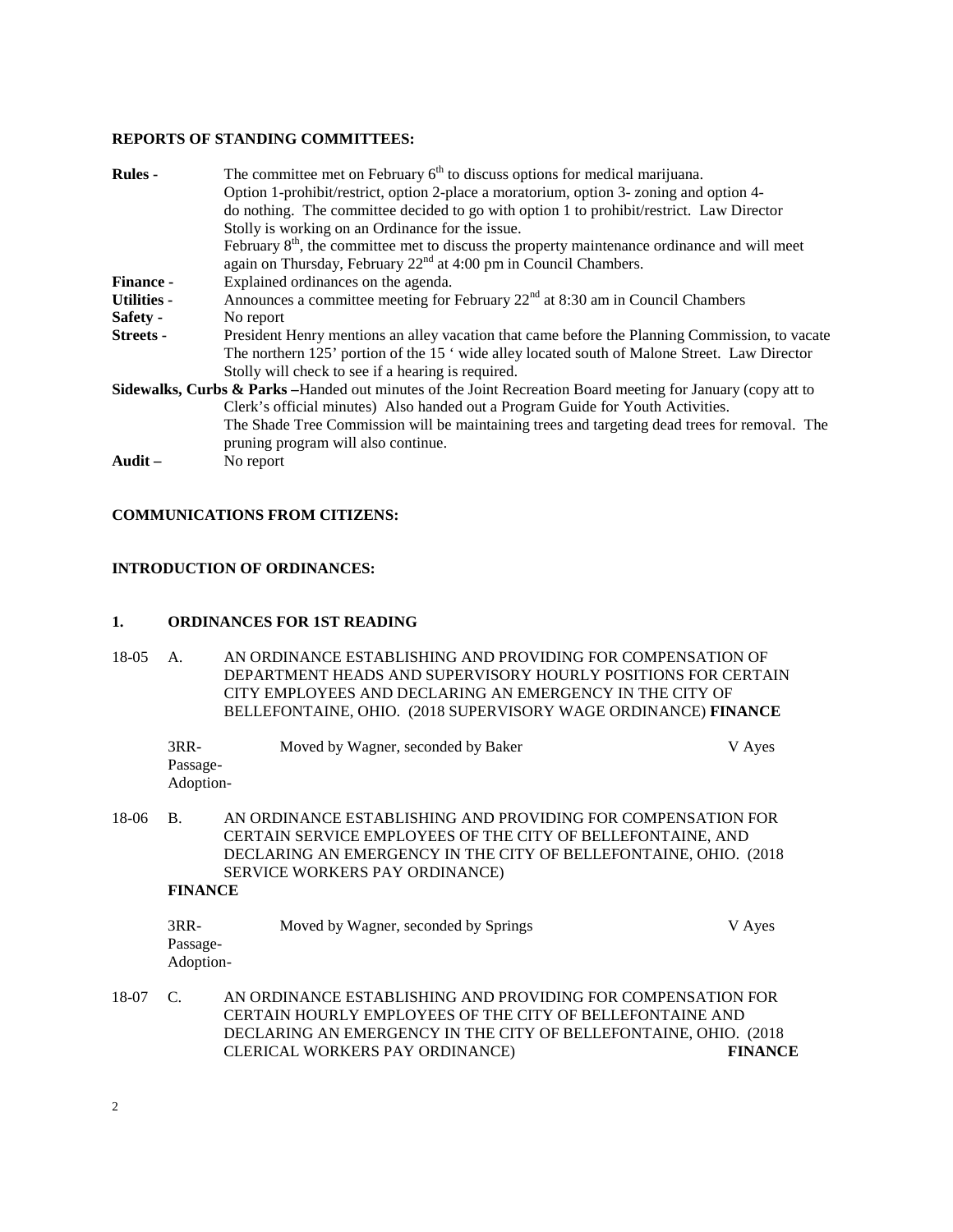**REPORTS OF STANDING COMMITTEES:**

**Rules -** The committee met on February 6th to discuss options for medical marijuana. Option 1-prohibit/restrict, option 2-place a moratorium, option 3- zoning and option 4- do nothing. The committee decided to go with option 1 to prohibit/restrict. Law Director Stolly is working on an Ordinance for the issue.
February 8th, the committee met to discuss the property maintenance ordinance and will meet again on Thursday, February 22nd at 4:00 pm in Council Chambers.

**Finance -** Explained ordinances on the agenda.

**Utilities -** Announces a committee meeting for February 22nd at 8:30 am in Council Chambers

**Safety -** No report

**Streets -** President Henry mentions an alley vacation that came before the Planning Commission, to vacate The northern 125' portion of the 15 ' wide alley located south of Malone Street. Law Director Stolly will check to see if a hearing is required.

**Sidewalks, Curbs & Parks –**Handed out minutes of the Joint Recreation Board meeting for January (copy att to Clerk's official minutes) Also handed out a Program Guide for Youth Activities.
The Shade Tree Commission will be maintaining trees and targeting dead trees for removal. The pruning program will also continue.

**Audit –** No report

**COMMUNICATIONS FROM CITIZENS:**

**INTRODUCTION OF ORDINANCES:**

**1. ORDINANCES FOR 1ST READING**

18-05 A. AN ORDINANCE ESTABLISHING AND PROVIDING FOR COMPENSATION OF DEPARTMENT HEADS AND SUPERVISORY HOURLY POSITIONS FOR CERTAIN CITY EMPLOYEES AND DECLARING AN EMERGENCY IN THE CITY OF BELLEFONTAINE, OHIO. (2018 SUPERVISORY WAGE ORDINANCE) **FINANCE**

3RR- Moved by Wagner, seconded by Baker V Ayes
Passage-
Adoption-

18-06 B. AN ORDINANCE ESTABLISHING AND PROVIDING FOR COMPENSATION FOR CERTAIN SERVICE EMPLOYEES OF THE CITY OF BELLEFONTAINE, AND DECLARING AN EMERGENCY IN THE CITY OF BELLEFONTAINE, OHIO. (2018 SERVICE WORKERS PAY ORDINANCE)
**FINANCE**

3RR- Moved by Wagner, seconded by Springs V Ayes
Passage-
Adoption-

18-07 C. AN ORDINANCE ESTABLISHING AND PROVIDING FOR COMPENSATION FOR CERTAIN HOURLY EMPLOYEES OF THE CITY OF BELLEFONTAINE AND DECLARING AN EMERGENCY IN THE CITY OF BELLEFONTAINE, OHIO. (2018 CLERICAL WORKERS PAY ORDINANCE) **FINANCE**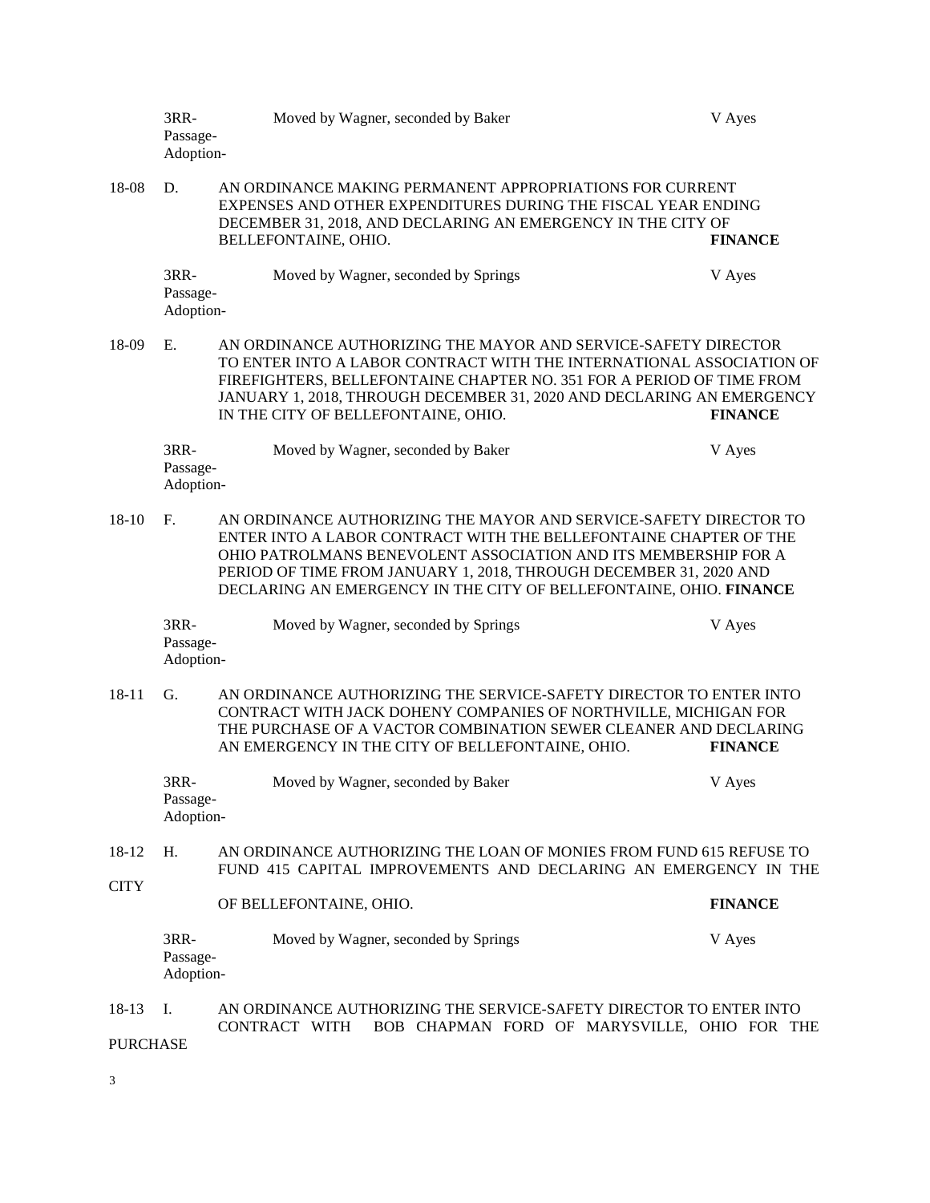3RR-
Passage-
Adoption-
Moved by Wagner, seconded by Baker V Ayes

18-08 D. AN ORDINANCE MAKING PERMANENT APPROPRIATIONS FOR CURRENT EXPENSES AND OTHER EXPENDITURES DURING THE FISCAL YEAR ENDING DECEMBER 31, 2018, AND DECLARING AN EMERGENCY IN THE CITY OF BELLEFONTAINE, OHIO. **FINANCE**

3RR-
Passage-
Adoption-
Moved by Wagner, seconded by Springs V Ayes

18-09 E. AN ORDINANCE AUTHORIZING THE MAYOR AND SERVICE-SAFETY DIRECTOR TO ENTER INTO A LABOR CONTRACT WITH THE INTERNATIONAL ASSOCIATION OF FIREFIGHTERS, BELLEFONTAINE CHAPTER NO. 351 FOR A PERIOD OF TIME FROM JANUARY 1, 2018, THROUGH DECEMBER 31, 2020 AND DECLARING AN EMERGENCY IN THE CITY OF BELLEFONTAINE, OHIO. **FINANCE**

3RR-
Passage-
Adoption-
Moved by Wagner, seconded by Baker V Ayes

18-10 F. AN ORDINANCE AUTHORIZING THE MAYOR AND SERVICE-SAFETY DIRECTOR TO ENTER INTO A LABOR CONTRACT WITH THE BELLEFONTAINE CHAPTER OF THE OHIO PATROLMANS BENEVOLENT ASSOCIATION AND ITS MEMBERSHIP FOR A PERIOD OF TIME FROM JANUARY 1, 2018, THROUGH DECEMBER 31, 2020 AND DECLARING AN EMERGENCY IN THE CITY OF BELLEFONTAINE, OHIO. **FINANCE**

3RR-
Passage-
Adoption-
Moved by Wagner, seconded by Springs V Ayes

18-11 G. AN ORDINANCE AUTHORIZING THE SERVICE-SAFETY DIRECTOR TO ENTER INTO CONTRACT WITH JACK DOHENY COMPANIES OF NORTHVILLE, MICHIGAN FOR THE PURCHASE OF A VACTOR COMBINATION SEWER CLEANER AND DECLARING AN EMERGENCY IN THE CITY OF BELLEFONTAINE, OHIO. **FINANCE**

3RR-
Passage-
Adoption-
Moved by Wagner, seconded by Baker V Ayes

18-12 H. AN ORDINANCE AUTHORIZING THE LOAN OF MONIES FROM FUND 615 REFUSE TO FUND 415 CAPITAL IMPROVEMENTS AND DECLARING AN EMERGENCY IN THE CITY OF BELLEFONTAINE, OHIO. **FINANCE**

3RR-
Passage-
Adoption-
Moved by Wagner, seconded by Springs V Ayes

18-13 I. AN ORDINANCE AUTHORIZING THE SERVICE-SAFETY DIRECTOR TO ENTER INTO CONTRACT WITH BOB CHAPMAN FORD OF MARYSVILLE, OHIO FOR THE PURCHASE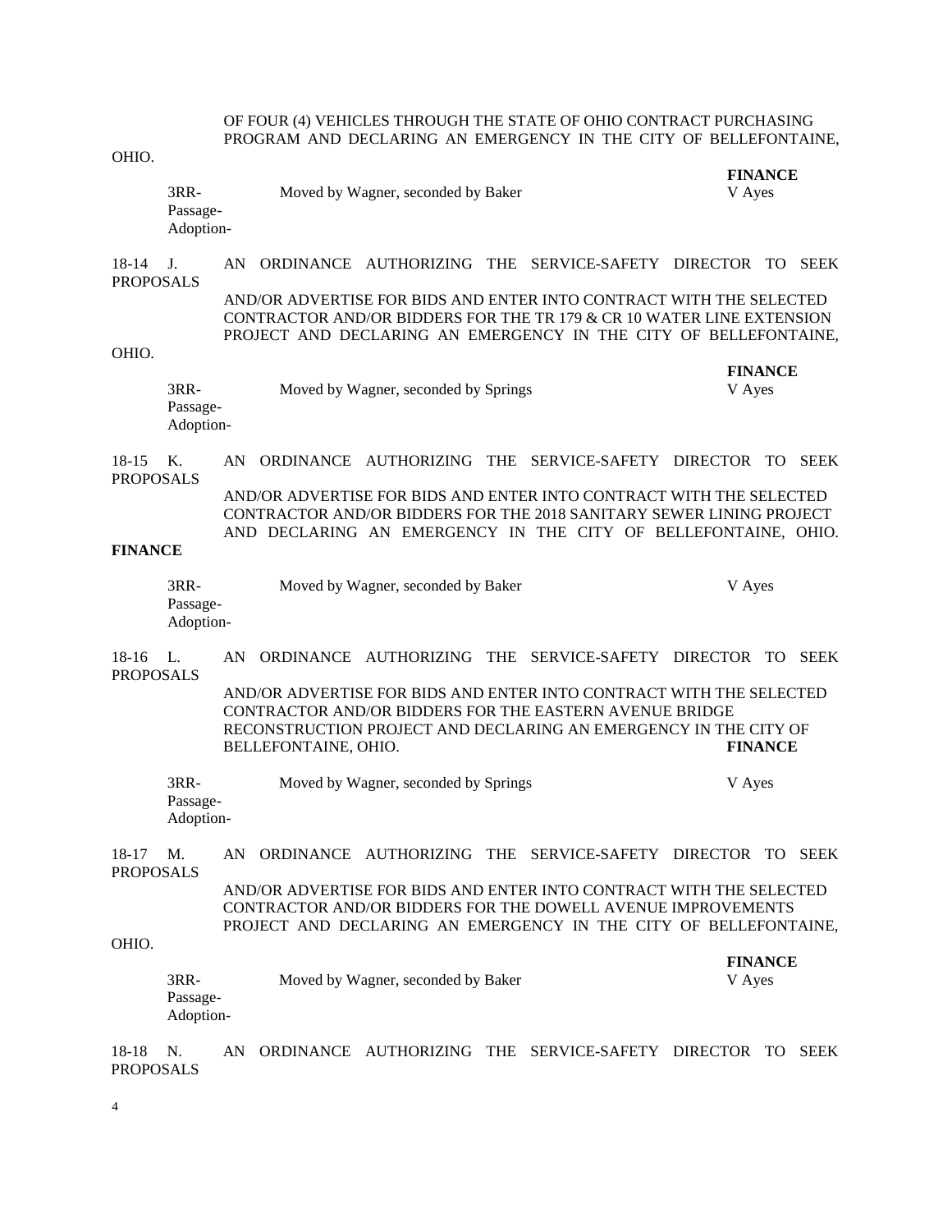OF FOUR (4) VEHICLES THROUGH THE STATE OF OHIO CONTRACT PURCHASING PROGRAM AND DECLARING AN EMERGENCY IN THE CITY OF BELLEFONTAINE, OHIO.

**FINANCE**

3RR-
Passage-
Adoption-

Moved by Wagner, seconded by Baker — V Ayes

18-14 J. AN ORDINANCE AUTHORIZING THE SERVICE-SAFETY DIRECTOR TO SEEK PROPOSALS AND/OR ADVERTISE FOR BIDS AND ENTER INTO CONTRACT WITH THE SELECTED CONTRACTOR AND/OR BIDDERS FOR THE TR 179 & CR 10 WATER LINE EXTENSION PROJECT AND DECLARING AN EMERGENCY IN THE CITY OF BELLEFONTAINE, OHIO.

**FINANCE**

3RR-
Passage-
Adoption-

Moved by Wagner, seconded by Springs — V Ayes

18-15 K. AN ORDINANCE AUTHORIZING THE SERVICE-SAFETY DIRECTOR TO SEEK PROPOSALS AND/OR ADVERTISE FOR BIDS AND ENTER INTO CONTRACT WITH THE SELECTED CONTRACTOR AND/OR BIDDERS FOR THE 2018 SANITARY SEWER LINING PROJECT AND DECLARING AN EMERGENCY IN THE CITY OF BELLEFONTAINE, OHIO.

**FINANCE**

3RR-
Passage-
Adoption-

Moved by Wagner, seconded by Baker — V Ayes

18-16 L. AN ORDINANCE AUTHORIZING THE SERVICE-SAFETY DIRECTOR TO SEEK PROPOSALS AND/OR ADVERTISE FOR BIDS AND ENTER INTO CONTRACT WITH THE SELECTED CONTRACTOR AND/OR BIDDERS FOR THE EASTERN AVENUE BRIDGE RECONSTRUCTION PROJECT AND DECLARING AN EMERGENCY IN THE CITY OF BELLEFONTAINE, OHIO.

**FINANCE**

3RR-
Passage-
Adoption-

Moved by Wagner, seconded by Springs — V Ayes

18-17 M. AN ORDINANCE AUTHORIZING THE SERVICE-SAFETY DIRECTOR TO SEEK PROPOSALS AND/OR ADVERTISE FOR BIDS AND ENTER INTO CONTRACT WITH THE SELECTED CONTRACTOR AND/OR BIDDERS FOR THE DOWELL AVENUE IMPROVEMENTS PROJECT AND DECLARING AN EMERGENCY IN THE CITY OF BELLEFONTAINE, OHIO.

**FINANCE**

3RR-
Passage-
Adoption-

Moved by Wagner, seconded by Baker — V Ayes

18-18 N. AN ORDINANCE AUTHORIZING THE SERVICE-SAFETY DIRECTOR TO SEEK PROPOSALS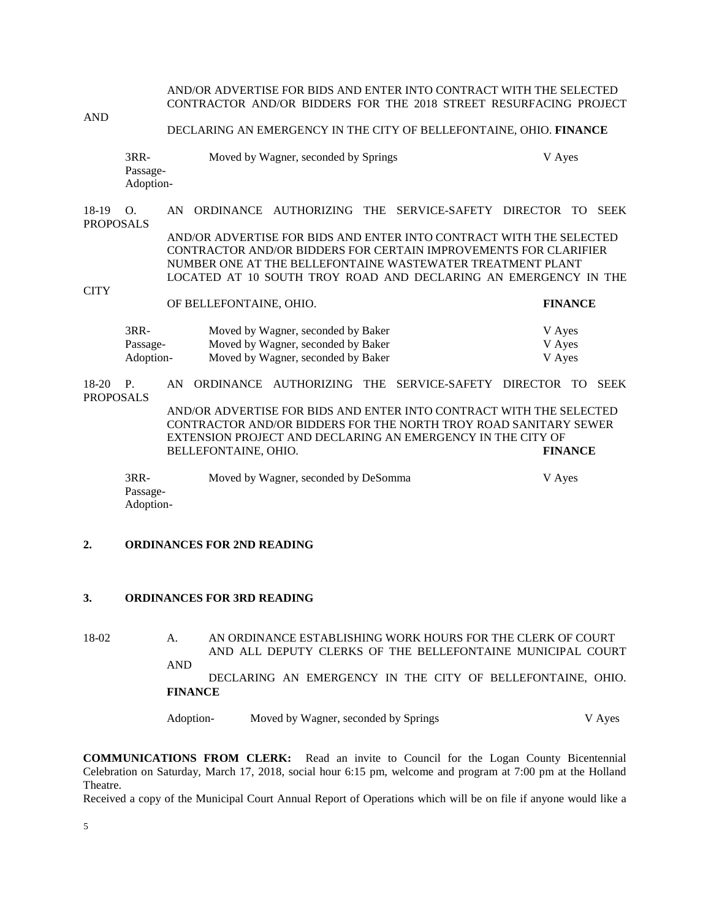AND/OR ADVERTISE FOR BIDS AND ENTER INTO CONTRACT WITH THE SELECTED CONTRACTOR AND/OR BIDDERS FOR THE 2018 STREET RESURFACING PROJECT AND DECLARING AN EMERGENCY IN THE CITY OF BELLEFONTAINE, OHIO. **FINANCE**

| | | |
|---|---|---|
| 3RR- | Moved by Wagner, seconded by Springs | V Ayes |
| Passage- | | |
| Adoption- | | |

18-19 O. AN ORDINANCE AUTHORIZING THE SERVICE-SAFETY DIRECTOR TO SEEK PROPOSALS AND/OR ADVERTISE FOR BIDS AND ENTER INTO CONTRACT WITH THE SELECTED CONTRACTOR AND/OR BIDDERS FOR CERTAIN IMPROVEMENTS FOR CLARIFIER NUMBER ONE AT THE BELLEFONTAINE WASTEWATER TREATMENT PLANT LOCATED AT 10 SOUTH TROY ROAD AND DECLARING AN EMERGENCY IN THE CITY OF BELLEFONTAINE, OHIO. **FINANCE**

| | | |
|---|---|---|
| 3RR- | Moved by Wagner, seconded by Baker | V Ayes |
| Passage- | Moved by Wagner, seconded by Baker | V Ayes |
| Adoption- | Moved by Wagner, seconded by Baker | V Ayes |

18-20 P. AN ORDINANCE AUTHORIZING THE SERVICE-SAFETY DIRECTOR TO SEEK PROPOSALS AND/OR ADVERTISE FOR BIDS AND ENTER INTO CONTRACT WITH THE SELECTED CONTRACTOR AND/OR BIDDERS FOR THE NORTH TROY ROAD SANITARY SEWER EXTENSION PROJECT AND DECLARING AN EMERGENCY IN THE CITY OF BELLEFONTAINE, OHIO. **FINANCE**

| | | |
|---|---|---|
| 3RR- | Moved by Wagner, seconded by DeSomma | V Ayes |
| Passage- | | |
| Adoption- | | |

**2. ORDINANCES FOR 2ND READING**

**3. ORDINANCES FOR 3RD READING**

18-02 A. AN ORDINANCE ESTABLISHING WORK HOURS FOR THE CLERK OF COURT AND ALL DEPUTY CLERKS OF THE BELLEFONTAINE MUNICIPAL COURT AND DECLARING AN EMERGENCY IN THE CITY OF BELLEFONTAINE, OHIO. **FINANCE**

| | | |
|---|---|---|
| Adoption- | Moved by Wagner, seconded by Springs | V Ayes |

**COMMUNICATIONS FROM CLERK:** Read an invite to Council for the Logan County Bicentennial Celebration on Saturday, March 17, 2018, social hour 6:15 pm, welcome and program at 7:00 pm at the Holland Theatre.

Received a copy of the Municipal Court Annual Report of Operations which will be on file if anyone would like a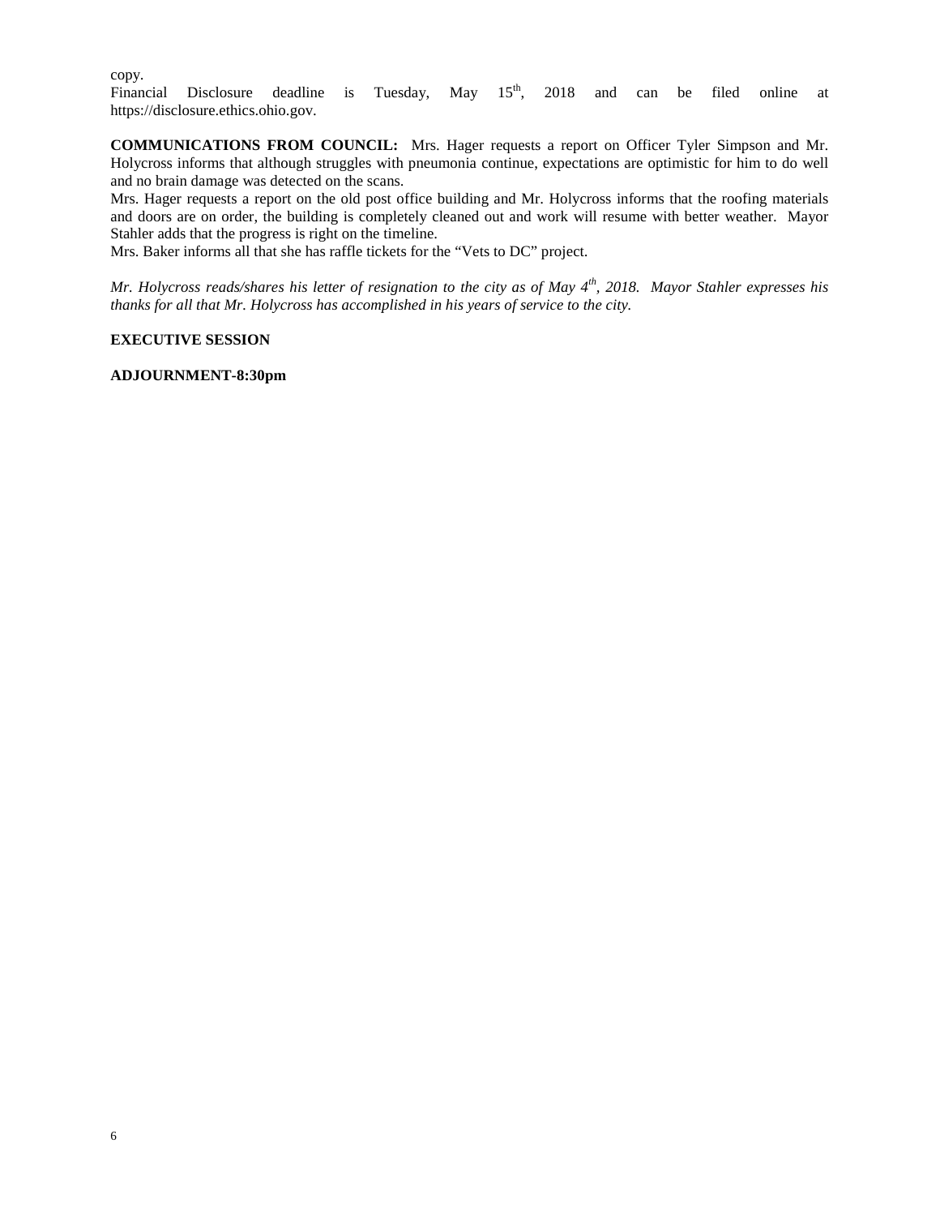copy.
Financial Disclosure deadline is Tuesday, May 15th, 2018 and can be filed online at https://disclosure.ethics.ohio.gov.

**COMMUNICATIONS FROM COUNCIL:** Mrs. Hager requests a report on Officer Tyler Simpson and Mr. Holycross informs that although struggles with pneumonia continue, expectations are optimistic for him to do well and no brain damage was detected on the scans.
Mrs. Hager requests a report on the old post office building and Mr. Holycross informs that the roofing materials and doors are on order, the building is completely cleaned out and work will resume with better weather. Mayor Stahler adds that the progress is right on the timeline.
Mrs. Baker informs all that she has raffle tickets for the "Vets to DC" project.

*Mr. Holycross reads/shares his letter of resignation to the city as of May 4th, 2018. Mayor Stahler expresses his thanks for all that Mr. Holycross has accomplished in his years of service to the city.*

**EXECUTIVE SESSION**

**ADJOURNMENT-8:30pm**